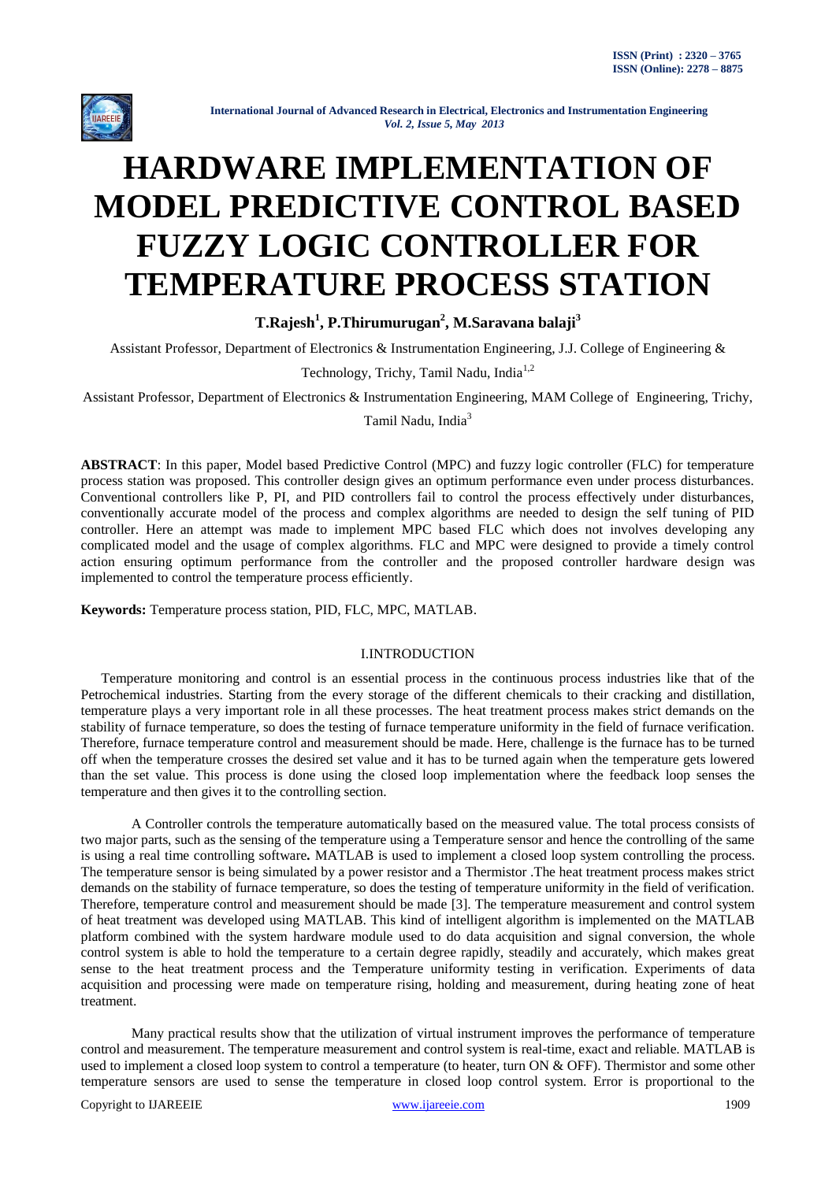# HARDWARE IMPLEMENTATION OF MODEL PREDICTIVE CONTROL BASED FUZZY LOGIC CONTROLLER FOR TEMPERATURE PROCESS STATION

**T.Rajesh[1], P.Thirumurugan[2], M.Saravana balaji[3]**

Assistant Professor, Department of Electronics & Instrumentation Engineering, J.J. College of Engineering & Technology, Trichy, Tamil Nadu, India[1,2]

Assistant Professor, Department of Electronics & Instrumentation Engineering, MAM College of Engineering, Trichy, Tamil Nadu, India[3]

**ABSTRACT**: In this paper, Model based Predictive Control (MPC) and fuzzy logic controller (FLC) for temperature process station was proposed. This controller design gives an optimum performance even under process disturbances. Conventional controllers like P, PI, and PID controllers fail to control the process effectively under disturbances, conventionally accurate model of the process and complex algorithms are needed to design the self tuning of PID controller. Here an attempt was made to implement MPC based FLC which does not involves developing any complicated model and the usage of complex algorithms. FLC and MPC were designed to provide a timely control action ensuring optimum performance from the controller and the proposed controller hardware design was implemented to control the temperature process efficiently.

**Keywords:** Temperature process station, PID, FLC, MPC, MATLAB.

## I.INTRODUCTION

Temperature monitoring and control is an essential process in the continuous process industries like that of the Petrochemical industries. Starting from the every storage of the different chemicals to their cracking and distillation, temperature plays a very important role in all these processes. The heat treatment process makes strict demands on the stability of furnace temperature, so does the testing of furnace temperature uniformity in the field of furnace verification. Therefore, furnace temperature control and measurement should be made. Here, challenge is the furnace has to be turned off when the temperature crosses the desired set value and it has to be turned again when the temperature gets lowered than the set value. This process is done using the closed loop implementation where the feedback loop senses the temperature and then gives it to the controlling section.

A Controller controls the temperature automatically based on the measured value. The total process consists of two major parts, such as the sensing of the temperature using a Temperature sensor and hence the controlling of the same is using a real time controlling software**.** MATLAB is used to implement a closed loop system controlling the process. The temperature sensor is being simulated by a power resistor and a Thermistor .The heat treatment process makes strict demands on the stability of furnace temperature, so does the testing of temperature uniformity in the field of verification. Therefore, temperature control and measurement should be made [3]. The temperature measurement and control system of heat treatment was developed using MATLAB. This kind of intelligent algorithm is implemented on the MATLAB platform combined with the system hardware module used to do data acquisition and signal conversion, the whole control system is able to hold the temperature to a certain degree rapidly, steadily and accurately, which makes great sense to the heat treatment process and the Temperature uniformity testing in verification. Experiments of data acquisition and processing were made on temperature rising, holding and measurement, during heating zone of heat treatment.

Many practical results show that the utilization of virtual instrument improves the performance of temperature control and measurement. The temperature measurement and control system is real-time, exact and reliable. MATLAB is used to implement a closed loop system to control a temperature (to heater, turn ON & OFF). Thermistor and some other temperature sensors are used to sense the temperature in closed loop control system. Error is proportional to the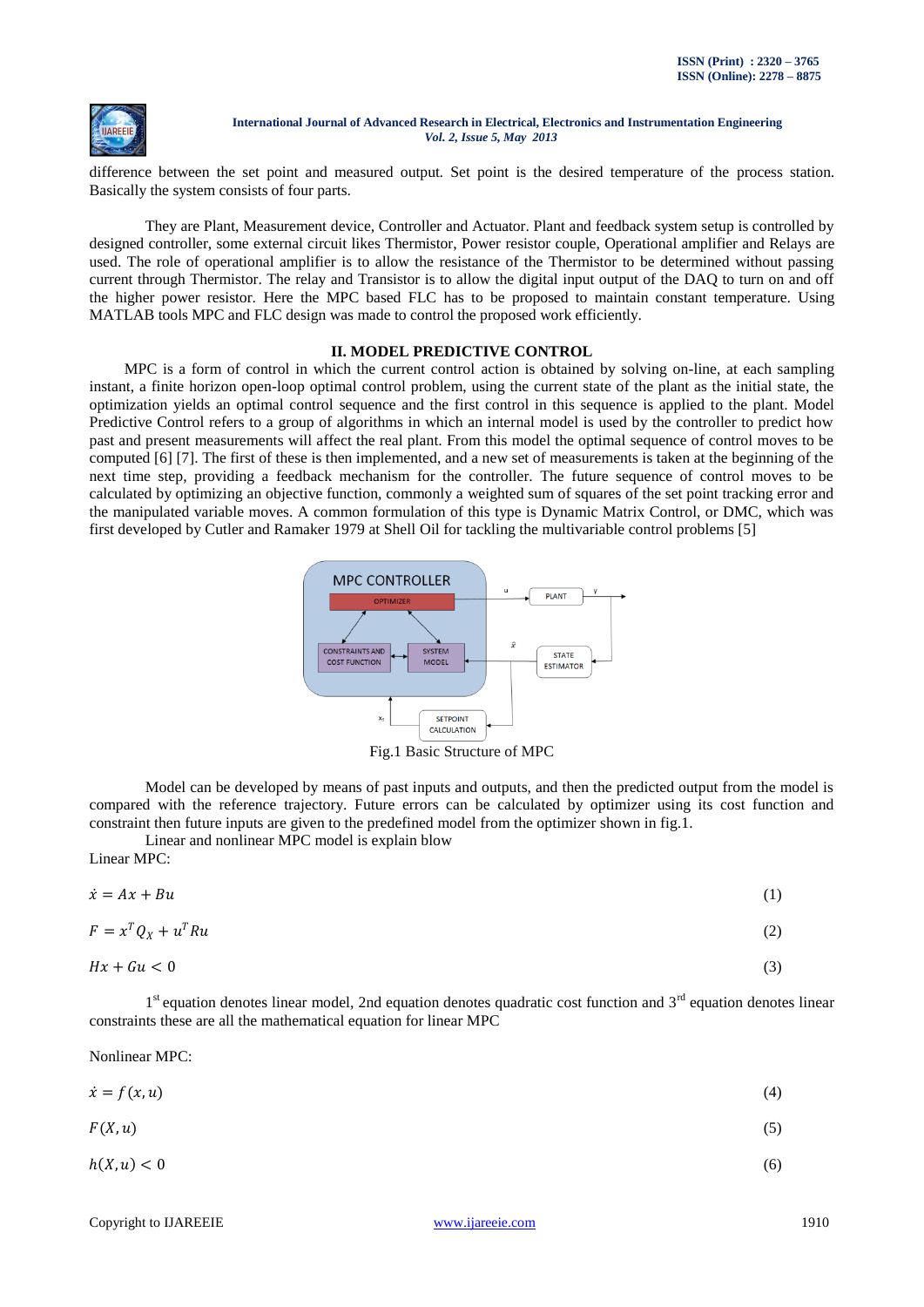difference between the set point and measured output. Set point is the desired temperature of the process station. Basically the system consists of four parts.

They are Plant, Measurement device, Controller and Actuator. Plant and feedback system setup is controlled by designed controller, some external circuit likes Thermistor, Power resistor couple, Operational amplifier and Relays are used. The role of operational amplifier is to allow the resistance of the Thermistor to be determined without passing current through Thermistor. The relay and Transistor is to allow the digital input output of the DAQ to turn on and off the higher power resistor. Here the MPC based FLC has to be proposed to maintain constant temperature. Using MATLAB tools MPC and FLC design was made to control the proposed work efficiently.

## II. MODEL PREDICTIVE CONTROL

MPC is a form of control in which the current control action is obtained by solving on-line, at each sampling instant, a finite horizon open-loop optimal control problem, using the current state of the plant as the initial state, the optimization yields an optimal control sequence and the first control in this sequence is applied to the plant. Model Predictive Control refers to a group of algorithms in which an internal model is used by the controller to predict how past and present measurements will affect the real plant. From this model the optimal sequence of control moves to be computed [6] [7]. The first of these is then implemented, and a new set of measurements is taken at the beginning of the next time step, providing a feedback mechanism for the controller. The future sequence of control moves to be calculated by optimizing an objective function, commonly a weighted sum of squares of the set point tracking error and the manipulated variable moves. A common formulation of this type is Dynamic Matrix Control, or DMC, which was first developed by Cutler and Ramaker 1979 at Shell Oil for tackling the multivariable control problems [5]

Fig.1 Basic Structure of MPC

Model can be developed by means of past inputs and outputs, and then the predicted output from the model is compared with the reference trajectory. Future errors can be calculated by optimizer using its cost function and constraint then future inputs are given to the predefined model from the optimizer shown in fig.1.

Linear and nonlinear MPC model is explain blow

Linear MPC:

$$\dot{x} = Ax + Bu \tag{1}$$

$$F = x^T Q_X + u^T Ru \tag{2}$$

$$Hx + Gu < 0 \tag{3}$$

1st equation denotes linear model, 2nd equation denotes quadratic cost function and 3rd equation denotes linear constraints these are all the mathematical equation for linear MPC

Nonlinear MPC:

$$\dot{x} = f(x, u) \tag{4}$$

$$F(X, u) \tag{5}$$

$$h(X, u) < 0 \tag{6}$$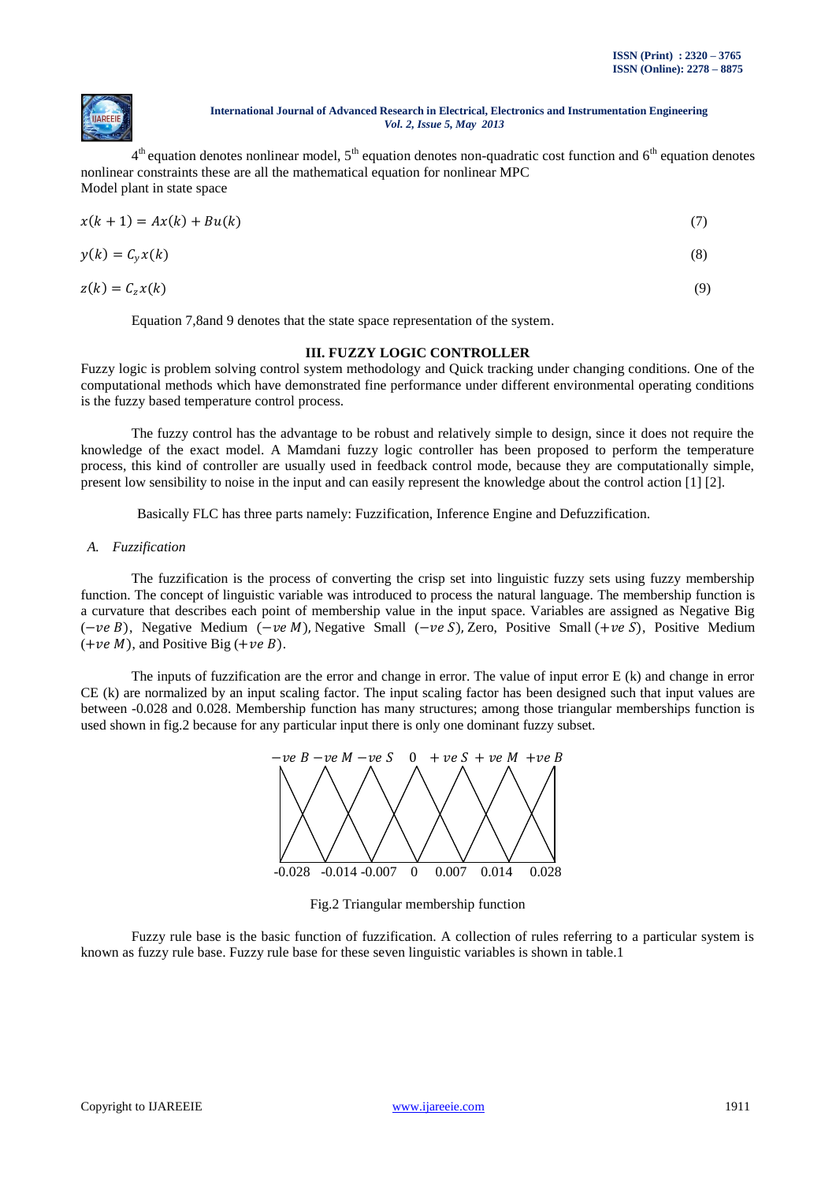4th equation denotes nonlinear model, 5th equation denotes non-quadratic cost function and 6th equation denotes nonlinear constraints these are all the mathematical equation for nonlinear MPC

Model plant in state space

$$x(k+1) = Ax(k) + Bu(k) \tag{7}$$

$$y(k) = C_y x(k) \tag{8}$$

$$z(k) = C_z x(k) \tag{9}$$

Equation 7,8and 9 denotes that the state space representation of the system.

## III. FUZZY LOGIC CONTROLLER

Fuzzy logic is problem solving control system methodology and Quick tracking under changing conditions. One of the computational methods which have demonstrated fine performance under different environmental operating conditions is the fuzzy based temperature control process.

The fuzzy control has the advantage to be robust and relatively simple to design, since it does not require the knowledge of the exact model. A Mamdani fuzzy logic controller has been proposed to perform the temperature process, this kind of controller are usually used in feedback control mode, because they are computationally simple, present low sensibility to noise in the input and can easily represent the knowledge about the control action [1] [2].

Basically FLC has three parts namely: Fuzzification, Inference Engine and Defuzzification.

### *A. Fuzzification*

The fuzzification is the process of converting the crisp set into linguistic fuzzy sets using fuzzy membership function. The concept of linguistic variable was introduced to process the natural language. The membership function is a curvature that describes each point of membership value in the input space. Variables are assigned as Negative Big $(-ve\ B)$, Negative Medium $(-ve\ M)$, Negative Small $(-ve\ S)$, Zero, Positive Small $(+ve\ S)$, Positive Medium $(+ve\ M)$, and Positive Big $(+ve\ B)$.

The inputs of fuzzification are the error and change in error. The value of input error E (k) and change in error CE (k) are normalized by an input scaling factor. The input scaling factor has been designed such that input values are between -0.028 and 0.028. Membership function has many structures; among those triangular memberships function is used shown in fig.2 because for any particular input there is only one dominant fuzzy subset.

$-ve\ B$ $-ve\ M$ $-ve\ S$ 0 $+ve\ S$ $+ve\ M$ $+ve\ B$

-0.028 -0.014 -0.007 0 0.007 0.014 0.028

Fig.2 Triangular membership function

Fuzzy rule base is the basic function of fuzzification. A collection of rules referring to a particular system is known as fuzzy rule base. Fuzzy rule base for these seven linguistic variables is shown in table.1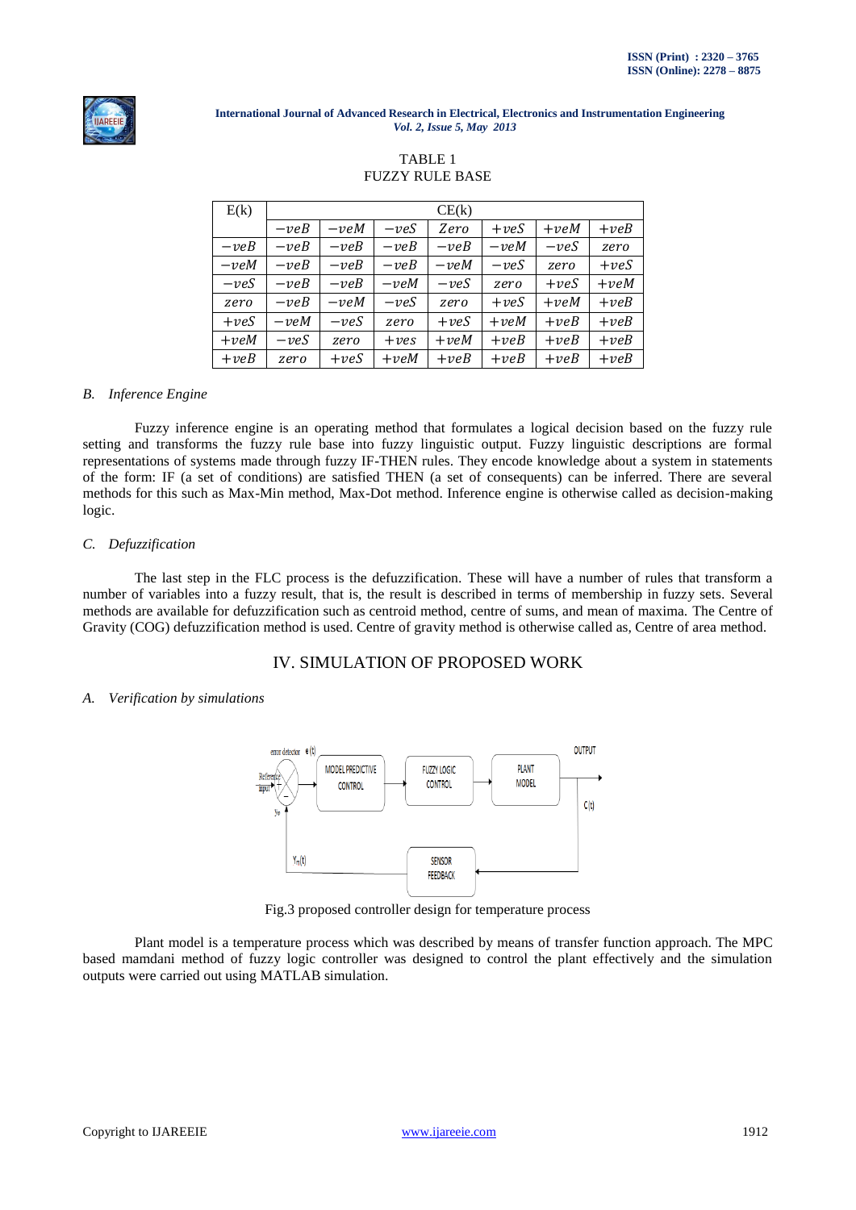TABLE 1
FUZZY RULE BASE

| E(k) | CE(k) | | | | | | |
|---|---|---|---|---|---|---|---|
| | $-veB$ | $-veM$ | $-veS$ | $Zero$ | $+veS$ | $+veM$ | $+veB$ |
| $-veB$ | $-veB$ | $-veB$ | $-veB$ | $-veB$ | $-veM$ | $-veS$ | $zero$ |
| $-veM$ | $-veB$ | $-veB$ | $-veB$ | $-veM$ | $-veS$ | $zero$ | $+veS$ |
| $-veS$ | $-veB$ | $-veB$ | $-veM$ | $-veS$ | $zero$ | $+veS$ | $+veM$ |
| $zero$ | $-veB$ | $-veM$ | $-veS$ | $zero$ | $+veS$ | $+veM$ | $+veB$ |
| $+veS$ | $-veM$ | $-veS$ | $zero$ | $+veS$ | $+veM$ | $+veB$ | $+veB$ |
| $+veM$ | $-veS$ | $zero$ | $+ves$ | $+veM$ | $+veB$ | $+veB$ | $+veB$ |
| $+veB$ | $zero$ | $+veS$ | $+veM$ | $+veB$ | $+veB$ | $+veB$ | $+veB$ |

### *B. Inference Engine*

Fuzzy inference engine is an operating method that formulates a logical decision based on the fuzzy rule setting and transforms the fuzzy rule base into fuzzy linguistic output. Fuzzy linguistic descriptions are formal representations of systems made through fuzzy IF-THEN rules. They encode knowledge about a system in statements of the form: IF (a set of conditions) are satisfied THEN (a set of consequents) can be inferred. There are several methods for this such as Max-Min method, Max-Dot method. Inference engine is otherwise called as decision-making logic.

### *C. Defuzzification*

The last step in the FLC process is the defuzzification. These will have a number of rules that transform a number of variables into a fuzzy result, that is, the result is described in terms of membership in fuzzy sets. Several methods are available for defuzzification such as centroid method, centre of sums, and mean of maxima. The Centre of Gravity (COG) defuzzification method is used. Centre of gravity method is otherwise called as, Centre of area method.

## IV. SIMULATION OF PROPOSED WORK

### *A. Verification by simulations*

Fig.3 proposed controller design for temperature process

Plant model is a temperature process which was described by means of transfer function approach. The MPC based mamdani method of fuzzy logic controller was designed to control the plant effectively and the simulation outputs were carried out using MATLAB simulation.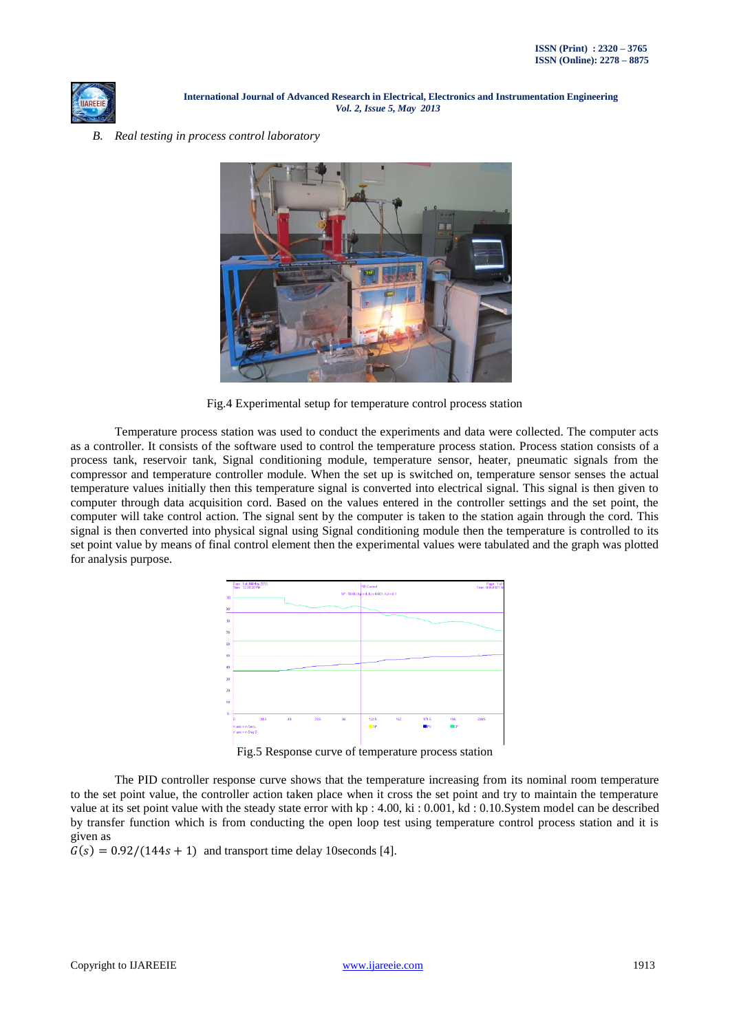*B. Real testing in process control laboratory*

Fig.4 Experimental setup for temperature control process station

Temperature process station was used to conduct the experiments and data were collected. The computer acts as a controller. It consists of the software used to control the temperature process station. Process station consists of a process tank, reservoir tank, Signal conditioning module, temperature sensor, heater, pneumatic signals from the compressor and temperature controller module. When the set up is switched on, temperature sensor senses the actual temperature values initially then this temperature signal is converted into electrical signal. This signal is then given to computer through data acquisition cord. Based on the values entered in the controller settings and the set point, the computer will take control action. The signal sent by the computer is taken to the station again through the cord. This signal is then converted into physical signal using Signal conditioning module then the temperature is controlled to its set point value by means of final control element then the experimental values were tabulated and the graph was plotted for analysis purpose.

Fig.5 Response curve of temperature process station

The PID controller response curve shows that the temperature increasing from its nominal room temperature to the set point value, the controller action taken place when it cross the set point and try to maintain the temperature value at its set point value with the steady state error with kp : 4.00, ki : 0.001, kd : 0.10.System model can be described by transfer function which is from conducting the open loop test using temperature control process station and it is given as

$G(s) = 0.92/(144s + 1)$ and transport time delay 10seconds [4].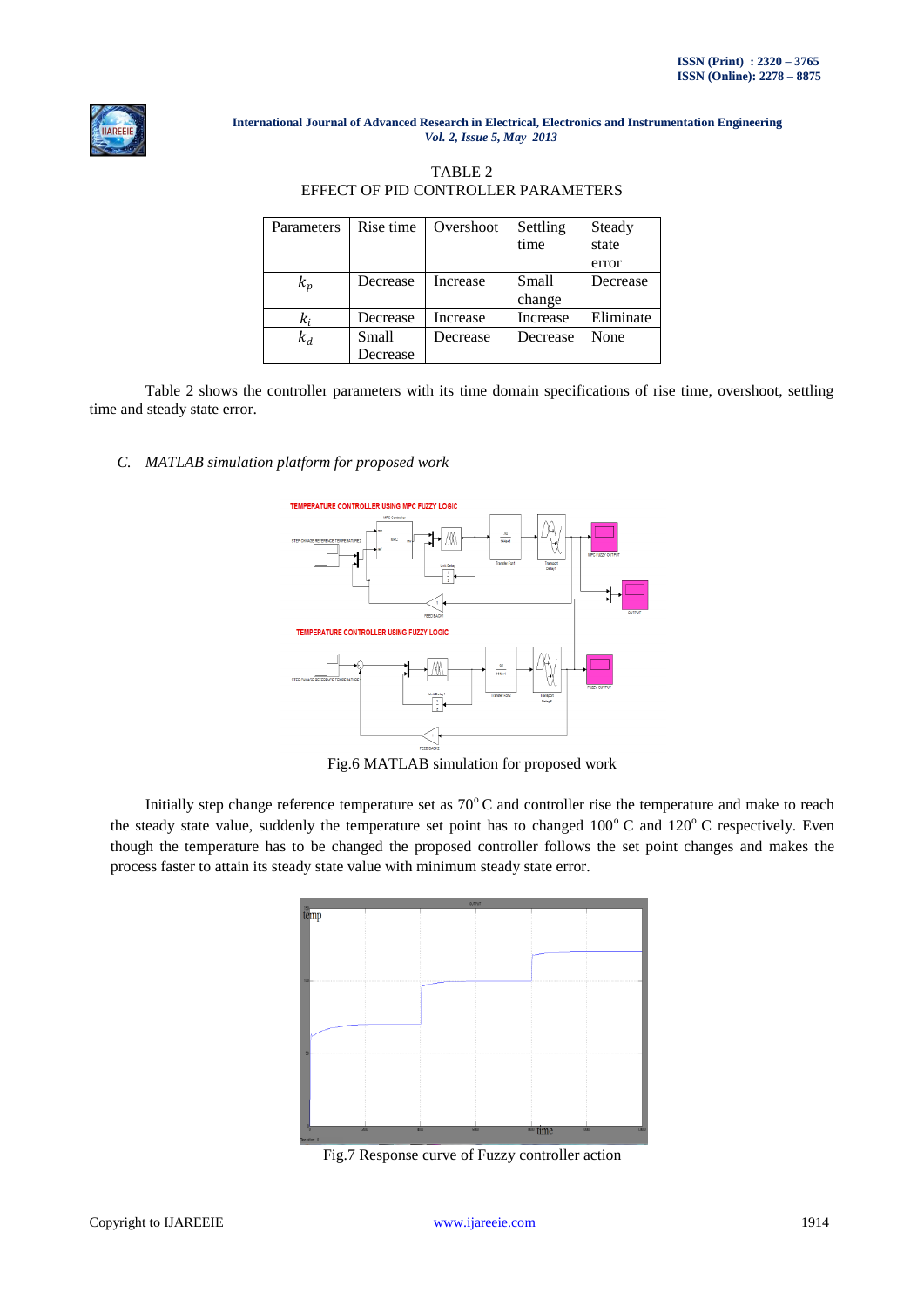TABLE 2
EFFECT OF PID CONTROLLER PARAMETERS

| Parameters | Rise time | Overshoot | Settling time | Steady state error |
|---|---|---|---|---|
| $k_p$ | Decrease | Increase | Small change | Decrease |
| $k_i$ | Decrease | Increase | Increase | Eliminate |
| $k_d$ | Small Decrease | Decrease | Decrease | None |

Table 2 shows the controller parameters with its time domain specifications of rise time, overshoot, settling time and steady state error.

*C. MATLAB simulation platform for proposed work*

Fig.6 MATLAB simulation for proposed work

Initially step change reference temperature set as 70$^o$ C and controller rise the temperature and make to reach the steady state value, suddenly the temperature set point has to changed 100$^o$ C and 120$^o$ C respectively. Even though the temperature has to be changed the proposed controller follows the set point changes and makes the process faster to attain its steady state value with minimum steady state error.

Fig.7 Response curve of Fuzzy controller action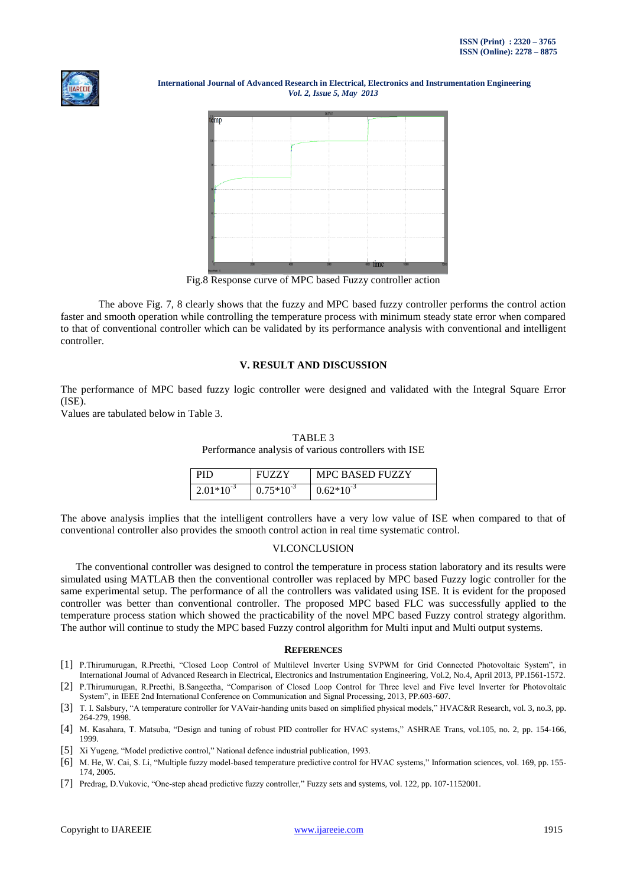Fig.8 Response curve of MPC based Fuzzy controller action

The above Fig. 7, 8 clearly shows that the fuzzy and MPC based fuzzy controller performs the control action faster and smooth operation while controlling the temperature process with minimum steady state error when compared to that of conventional controller which can be validated by its performance analysis with conventional and intelligent controller.

## V. RESULT AND DISCUSSION

The performance of MPC based fuzzy logic controller were designed and validated with the Integral Square Error (ISE).
Values are tabulated below in Table 3.

TABLE 3
Performance analysis of various controllers with ISE

| PID | FUZZY | MPC BASED FUZZY |
|---|---|---|
| $2.01*10^{-3}$ | $0.75*10^{-3}$ | $0.62*10^{-3}$ |

The above analysis implies that the intelligent controllers have a very low value of ISE when compared to that of conventional controller also provides the smooth control action in real time systematic control.

## VI.CONCLUSION

The conventional controller was designed to control the temperature in process station laboratory and its results were simulated using MATLAB then the conventional controller was replaced by MPC based Fuzzy logic controller for the same experimental setup. The performance of all the controllers was validated using ISE. It is evident for the proposed controller was better than conventional controller. The proposed MPC based FLC was successfully applied to the temperature process station which showed the practicability of the novel MPC based Fuzzy control strategy algorithm. The author will continue to study the MPC based Fuzzy control algorithm for Multi input and Multi output systems.

## REFERENCES

[1] P.Thirumurugan, R.Preethi, "Closed Loop Control of Multilevel Inverter Using SVPWM for Grid Connected Photovoltaic System", in International Journal of Advanced Research in Electrical, Electronics and Instrumentation Engineering, Vol.2, No.4, April 2013, PP.1561-1572.

[2] P.Thirumurugan, R.Preethi, B.Sangeetha, "Comparison of Closed Loop Control for Three level and Five level Inverter for Photovoltaic System", in IEEE 2nd International Conference on Communication and Signal Processing, 2013, PP.603-607.

[3] T. I. Salsbury, "A temperature controller for VAVair-handing units based on simplified physical models," HVAC&R Research, vol. 3, no.3, pp. 264-279, 1998.

[4] M. Kasahara, T. Matsuba, "Design and tuning of robust PID controller for HVAC systems," ASHRAE Trans, vol.105, no. 2, pp. 154-166, 1999.

[5] Xi Yugeng, "Model predictive control," National defence industrial publication, 1993.

[6] M. He, W. Cai, S. Li, "Multiple fuzzy model-based temperature predictive control for HVAC systems," Information sciences, vol. 169, pp. 155-174, 2005.

[7] Predrag, D.Vukovic, "One-step ahead predictive fuzzy controller," Fuzzy sets and systems, vol. 122, pp. 107-1152001.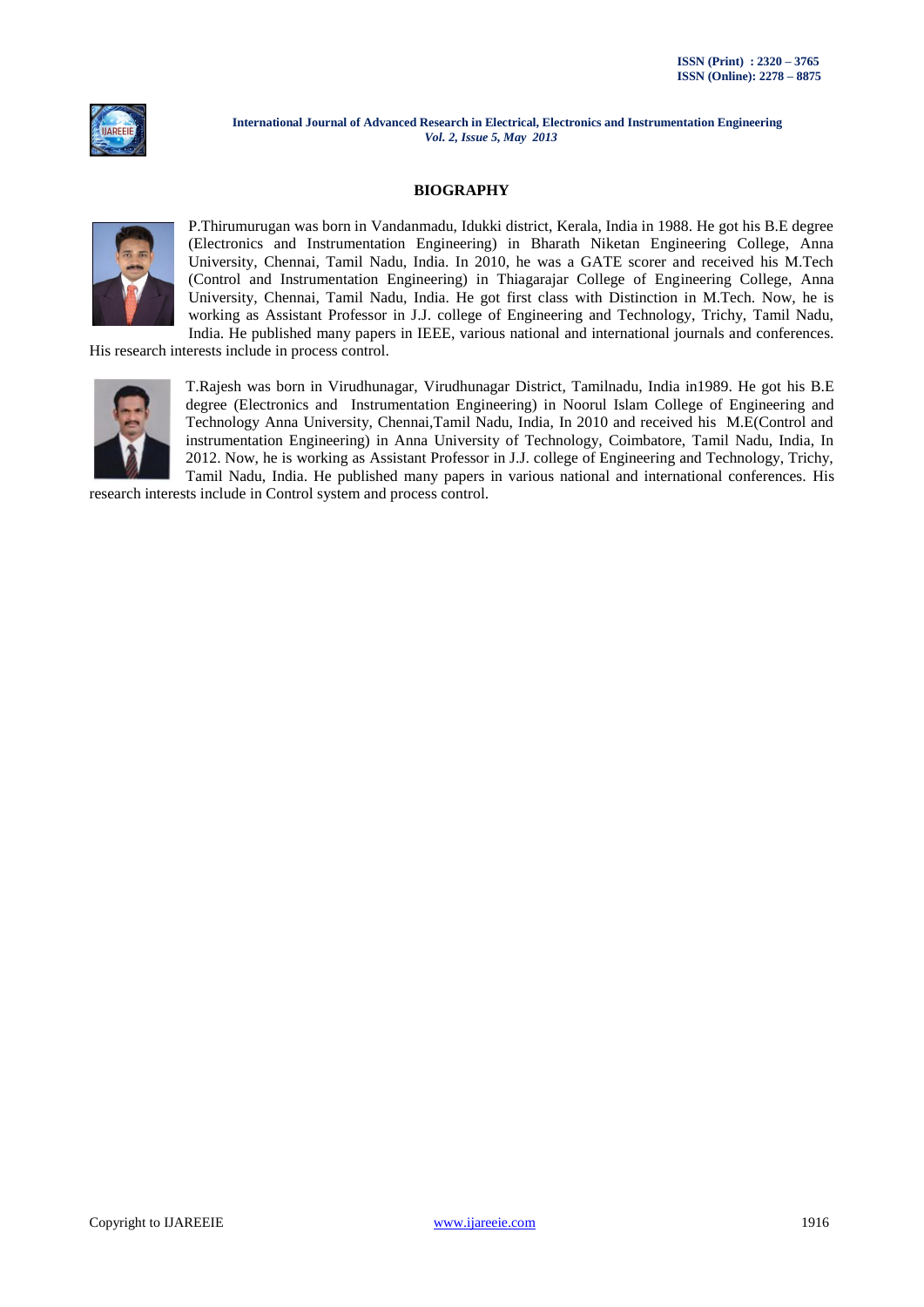## BIOGRAPHY

P.Thirumurugan was born in Vandanmadu, Idukki district, Kerala, India in 1988. He got his B.E degree (Electronics and Instrumentation Engineering) in Bharath Niketan Engineering College, Anna University, Chennai, Tamil Nadu, India. In 2010, he was a GATE scorer and received his M.Tech (Control and Instrumentation Engineering) in Thiagarajar College of Engineering College, Anna University, Chennai, Tamil Nadu, India. He got first class with Distinction in M.Tech. Now, he is working as Assistant Professor in J.J. college of Engineering and Technology, Trichy, Tamil Nadu, India. He published many papers in IEEE, various national and international journals and conferences. His research interests include in process control.

T.Rajesh was born in Virudhunagar, Virudhunagar District, Tamilnadu, India in1989. He got his B.E degree (Electronics and Instrumentation Engineering) in Noorul Islam College of Engineering and Technology Anna University, Chennai,Tamil Nadu, India, In 2010 and received his M.E(Control and instrumentation Engineering) in Anna University of Technology, Coimbatore, Tamil Nadu, India, In 2012. Now, he is working as Assistant Professor in J.J. college of Engineering and Technology, Trichy, Tamil Nadu, India. He published many papers in various national and international conferences. His research interests include in Control system and process control.